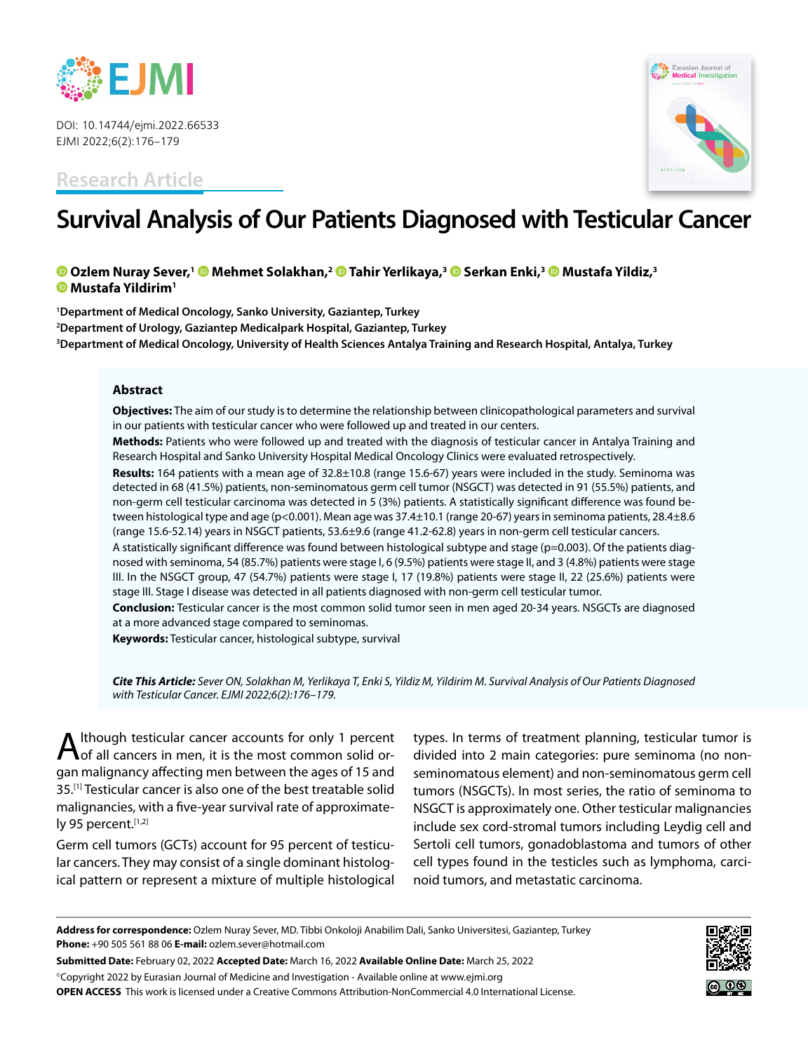DOI: 10.14744/ejmi.2022.66533
EJMI 2022;6(2):176–179

Research Article

# Survival Analysis of Our Patients Diagnosed with Testicular Cancer

**Ozlem Nuray Sever,[1] Mehmet Solakhan,[2] Tahir Yerlikaya,[3] Serkan Enki,[3] Mustafa Yildiz,[3] Mustafa Yildirim[1]**

[1]Department of Medical Oncology, Sanko University, Gaziantep, Turkey
[2]Department of Urology, Gaziantep Medicalpark Hospital, Gaziantep, Turkey
[3]Department of Medical Oncology, University of Health Sciences Antalya Training and Research Hospital, Antalya, Turkey

## Abstract

**Objectives:** The aim of our study is to determine the relationship between clinicopathological parameters and survival in our patients with testicular cancer who were followed up and treated in our centers.

**Methods:** Patients who were followed up and treated with the diagnosis of testicular cancer in Antalya Training and Research Hospital and Sanko University Hospital Medical Oncology Clinics were evaluated retrospectively.

**Results:** 164 patients with a mean age of 32.8±10.8 (range 15.6-67) years were included in the study. Seminoma was detected in 68 (41.5%) patients, non-seminomatous germ cell tumor (NSGCT) was detected in 91 (55.5%) patients, and non-germ cell testicular carcinoma was detected in 5 (3%) patients. A statistically significant difference was found between histological type and age (p<0.001). Mean age was 37.4±10.1 (range 20-67) years in seminoma patients, 28.4±8.6 (range 15.6-52.14) years in NSGCT patients, 53.6±9.6 (range 41.2-62.8) years in non-germ cell testicular cancers.
A statistically significant difference was found between histological subtype and stage (p=0.003). Of the patients diagnosed with seminoma, 54 (85.7%) patients were stage I, 6 (9.5%) patients were stage II, and 3 (4.8%) patients were stage III. In the NSGCT group, 47 (54.7%) patients were stage I, 17 (19.8%) patients were stage II, 22 (25.6%) patients were stage III. Stage I disease was detected in all patients diagnosed with non-germ cell testicular tumor.

**Conclusion:** Testicular cancer is the most common solid tumor seen in men aged 20-34 years. NSGCTs are diagnosed at a more advanced stage compared to seminomas.

**Keywords:** Testicular cancer, histological subtype, survival

*Cite This Article:* *Sever ON, Solakhan M, Yerlikaya T, Enki S, Yildiz M, Yildirim M. Survival Analysis of Our Patients Diagnosed with Testicular Cancer. EJMI 2022;6(2):176–179.*

Although testicular cancer accounts for only 1 percent of all cancers in men, it is the most common solid organ malignancy affecting men between the ages of 15 and 35.[1] Testicular cancer is also one of the best treatable solid malignancies, with a five-year survival rate of approximately 95 percent.[1,2]

Germ cell tumors (GCTs) account for 95 percent of testicular cancers. They may consist of a single dominant histological pattern or represent a mixture of multiple histological types. In terms of treatment planning, testicular tumor is divided into 2 main categories: pure seminoma (no non-seminomatous element) and non-seminomatous germ cell tumors (NSGCTs). In most series, the ratio of seminoma to NSGCT is approximately one. Other testicular malignancies include sex cord-stromal tumors including Leydig cell and Sertoli cell tumors, gonadoblastoma and tumors of other cell types found in the testicles such as lymphoma, carcinoid tumors, and metastatic carcinoma.

**Address for correspondence:** Ozlem Nuray Sever, MD. Tibbi Onkoloji Anabilim Dali, Sanko Universitesi, Gaziantep, Turkey
**Phone:** +90 505 561 88 06 **E-mail:** ozlem.sever@hotmail.com

**Submitted Date:** February 02, 2022 **Accepted Date:** March 16, 2022 **Available Online Date:** March 25, 2022

©Copyright 2022 by Eurasian Journal of Medicine and Investigation - Available online at www.ejmi.org

**OPEN ACCESS** This work is licensed under a Creative Commons Attribution-NonCommercial 4.0 International License.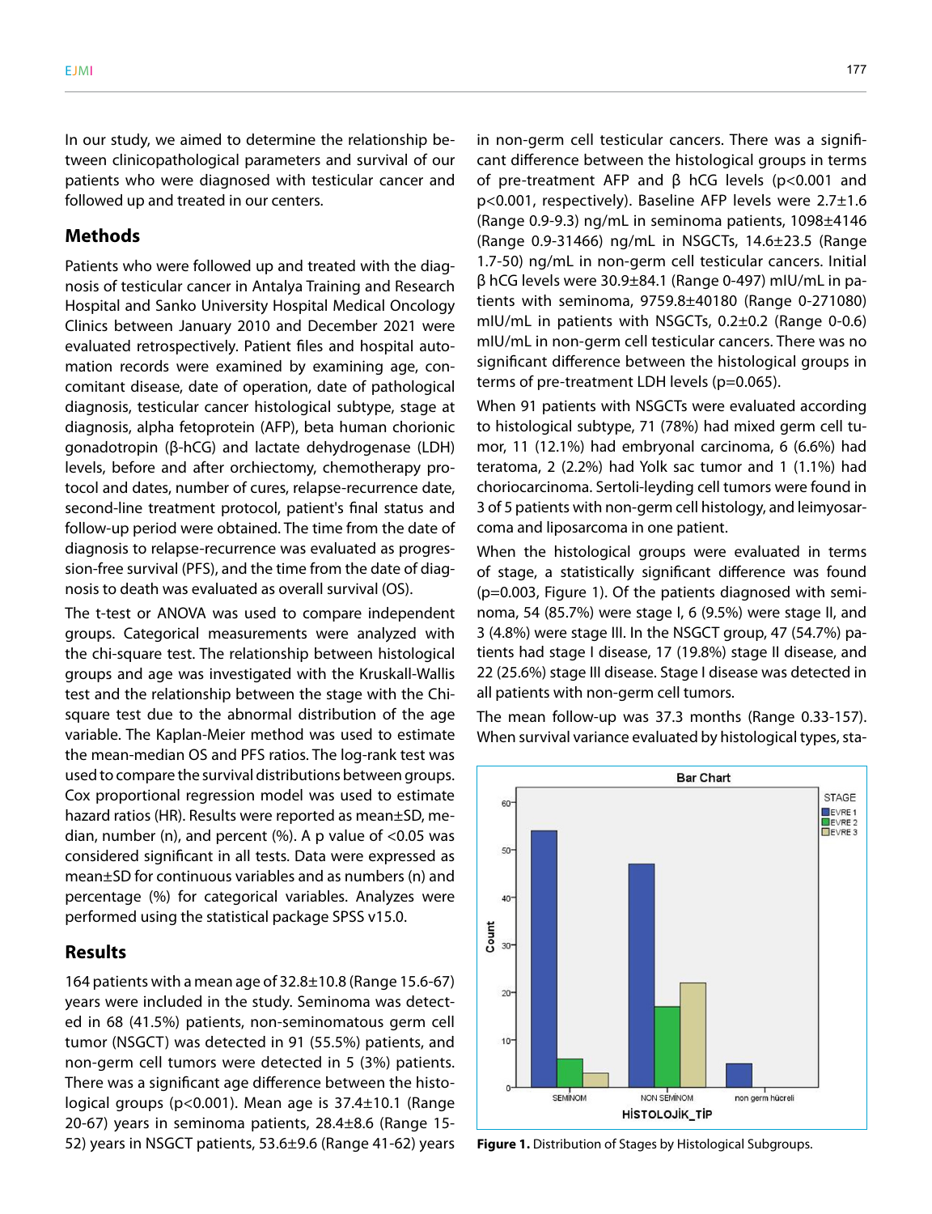In our study, we aimed to determine the relationship between clinicopathological parameters and survival of our patients who were diagnosed with testicular cancer and followed up and treated in our centers.

## Methods

Patients who were followed up and treated with the diagnosis of testicular cancer in Antalya Training and Research Hospital and Sanko University Hospital Medical Oncology Clinics between January 2010 and December 2021 were evaluated retrospectively. Patient files and hospital automation records were examined by examining age, concomitant disease, date of operation, date of pathological diagnosis, testicular cancer histological subtype, stage at diagnosis, alpha fetoprotein (AFP), beta human chorionic gonadotropin (β-hCG) and lactate dehydrogenase (LDH) levels, before and after orchiectomy, chemotherapy protocol and dates, number of cures, relapse-recurrence date, second-line treatment protocol, patient's final status and follow-up period were obtained. The time from the date of diagnosis to relapse-recurrence was evaluated as progression-free survival (PFS), and the time from the date of diagnosis to death was evaluated as overall survival (OS).

The t-test or ANOVA was used to compare independent groups. Categorical measurements were analyzed with the chi-square test. The relationship between histological groups and age was investigated with the Kruskall-Wallis test and the relationship between the stage with the Chi-square test due to the abnormal distribution of the age variable. The Kaplan-Meier method was used to estimate the mean-median OS and PFS ratios. The log-rank test was used to compare the survival distributions between groups. Cox proportional regression model was used to estimate hazard ratios (HR). Results were reported as mean±SD, median, number (n), and percent (%). A p value of <0.05 was considered significant in all tests. Data were expressed as mean±SD for continuous variables and as numbers (n) and percentage (%) for categorical variables. Analyzes were performed using the statistical package SPSS v15.0.

## Results

164 patients with a mean age of 32.8±10.8 (Range 15.6-67) years were included in the study. Seminoma was detected in 68 (41.5%) patients, non-seminomatous germ cell tumor (NSGCT) was detected in 91 (55.5%) patients, and non-germ cell tumors were detected in 5 (3%) patients. There was a significant age difference between the histological groups (p<0.001). Mean age is 37.4±10.1 (Range 20-67) years in seminoma patients, 28.4±8.6 (Range 15-52) years in NSGCT patients, 53.6±9.6 (Range 41-62) years in non-germ cell testicular cancers. There was a significant difference between the histological groups in terms of pre-treatment AFP and β hCG levels (p<0.001 and p<0.001, respectively). Baseline AFP levels were 2.7±1.6 (Range 0.9-9.3) ng/mL in seminoma patients, 1098±4146 (Range 0.9-31466) ng/mL in NSGCTs, 14.6±23.5 (Range 1.7-50) ng/mL in non-germ cell testicular cancers. Initial β hCG levels were 30.9±84.1 (Range 0-497) mIU/mL in patients with seminoma, 9759.8±40180 (Range 0-271080) mIU/mL in patients with NSGCTs, 0.2±0.2 (Range 0-0.6) mIU/mL in non-germ cell testicular cancers. There was no significant difference between the histological groups in terms of pre-treatment LDH levels (p=0.065).

When 91 patients with NSGCTs were evaluated according to histological subtype, 71 (78%) had mixed germ cell tumor, 11 (12.1%) had embryonal carcinoma, 6 (6.6%) had teratoma, 2 (2.2%) had Yolk sac tumor and 1 (1.1%) had choriocarcinoma. Sertoli-leyding cell tumors were found in 3 of 5 patients with non-germ cell histology, and leimyosarcoma and liposarcoma in one patient.

When the histological groups were evaluated in terms of stage, a statistically significant difference was found (p=0.003, Figure 1). Of the patients diagnosed with seminoma, 54 (85.7%) were stage I, 6 (9.5%) were stage II, and 3 (4.8%) were stage III. In the NSGCT group, 47 (54.7%) patients had stage I disease, 17 (19.8%) stage II disease, and 22 (25.6%) stage III disease. Stage I disease was detected in all patients with non-germ cell tumors.

The mean follow-up was 37.3 months (Range 0.33-157). When survival variance evaluated by histological types, sta-

**Figure 1.** Distribution of Stages by Histological Subgroups.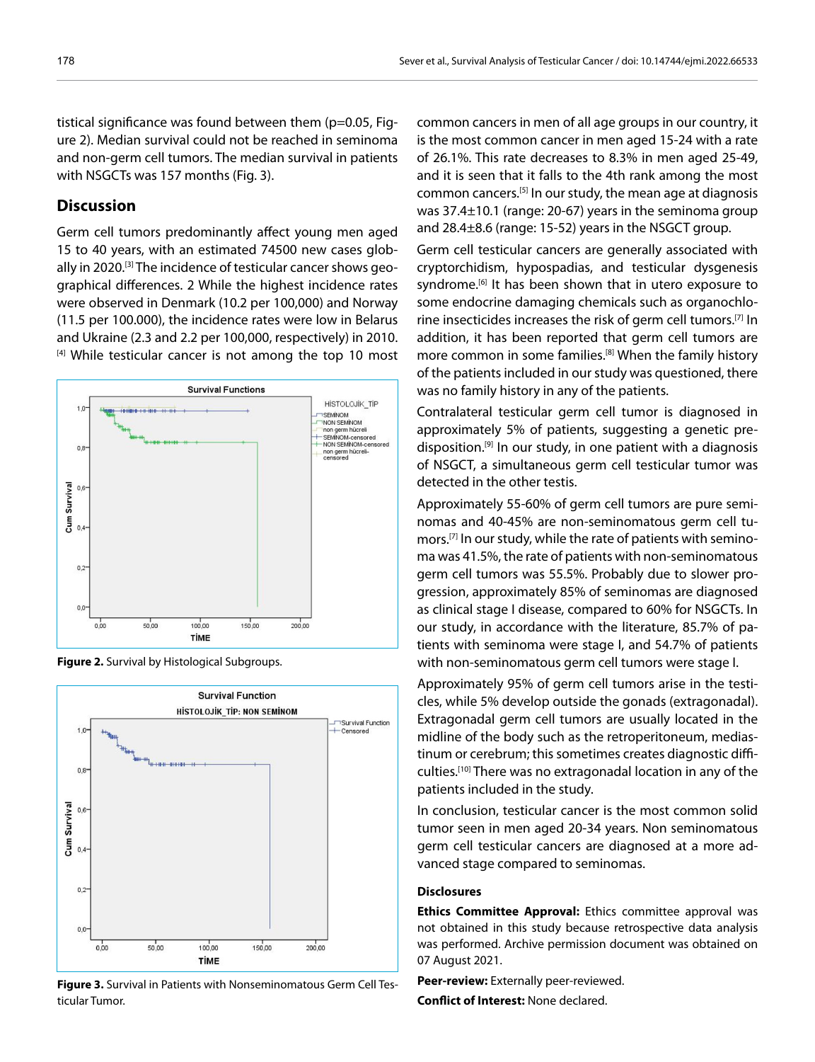tistical significance was found between them (p=0.05, Figure 2). Median survival could not be reached in seminoma and non-germ cell tumors. The median survival in patients with NSGCTs was 157 months (Fig. 3).

## Discussion

Germ cell tumors predominantly affect young men aged 15 to 40 years, with an estimated 74500 new cases globally in 2020.[3] The incidence of testicular cancer shows geographical differences. 2 While the highest incidence rates were observed in Denmark (10.2 per 100,000) and Norway (11.5 per 100.000), the incidence rates were low in Belarus and Ukraine (2.3 and 2.2 per 100,000, respectively) in 2010.[4] While testicular cancer is not among the top 10 most common cancers in men of all age groups in our country, it is the most common cancer in men aged 15-24 with a rate of 26.1%. This rate decreases to 8.3% in men aged 25-49, and it is seen that it falls to the 4th rank among the most common cancers.[5] In our study, the mean age at diagnosis was 37.4±10.1 (range: 20-67) years in the seminoma group and 28.4±8.6 (range: 15-52) years in the NSGCT group.

**Figure 2.** Survival by Histological Subgroups.

**Figure 3.** Survival in Patients with Nonseminomatous Germ Cell Testicular Tumor.

Germ cell testicular cancers are generally associated with cryptorchidism, hypospadias, and testicular dysgenesis syndrome.[6] It has been shown that in utero exposure to some endocrine damaging chemicals such as organochlorine insecticides increases the risk of germ cell tumors.[7] In addition, it has been reported that germ cell tumors are more common in some families.[8] When the family history of the patients included in our study was questioned, there was no family history in any of the patients.

Contralateral testicular germ cell tumor is diagnosed in approximately 5% of patients, suggesting a genetic predisposition.[9] In our study, in one patient with a diagnosis of NSGCT, a simultaneous germ cell testicular tumor was detected in the other testis.

Approximately 55-60% of germ cell tumors are pure seminomas and 40-45% are non-seminomatous germ cell tumors.[7] In our study, while the rate of patients with seminoma was 41.5%, the rate of patients with non-seminomatous germ cell tumors was 55.5%. Probably due to slower progression, approximately 85% of seminomas are diagnosed as clinical stage I disease, compared to 60% for NSGCTs. In our study, in accordance with the literature, 85.7% of patients with seminoma were stage I, and 54.7% of patients with non-seminomatous germ cell tumors were stage I.

Approximately 95% of germ cell tumors arise in the testicles, while 5% develop outside the gonads (extragonadal). Extragonadal germ cell tumors are usually located in the midline of the body such as the retroperitoneum, mediastinum or cerebrum; this sometimes creates diagnostic difficulties.[10] There was no extragonadal location in any of the patients included in the study.

In conclusion, testicular cancer is the most common solid tumor seen in men aged 20-34 years. Non seminomatous germ cell testicular cancers are diagnosed at a more advanced stage compared to seminomas.

### Disclosures

**Ethics Committee Approval:** Ethics committee approval was not obtained in this study because retrospective data analysis was performed. Archive permission document was obtained on 07 August 2021.

**Peer-review:** Externally peer-reviewed.

**Conflict of Interest:** None declared.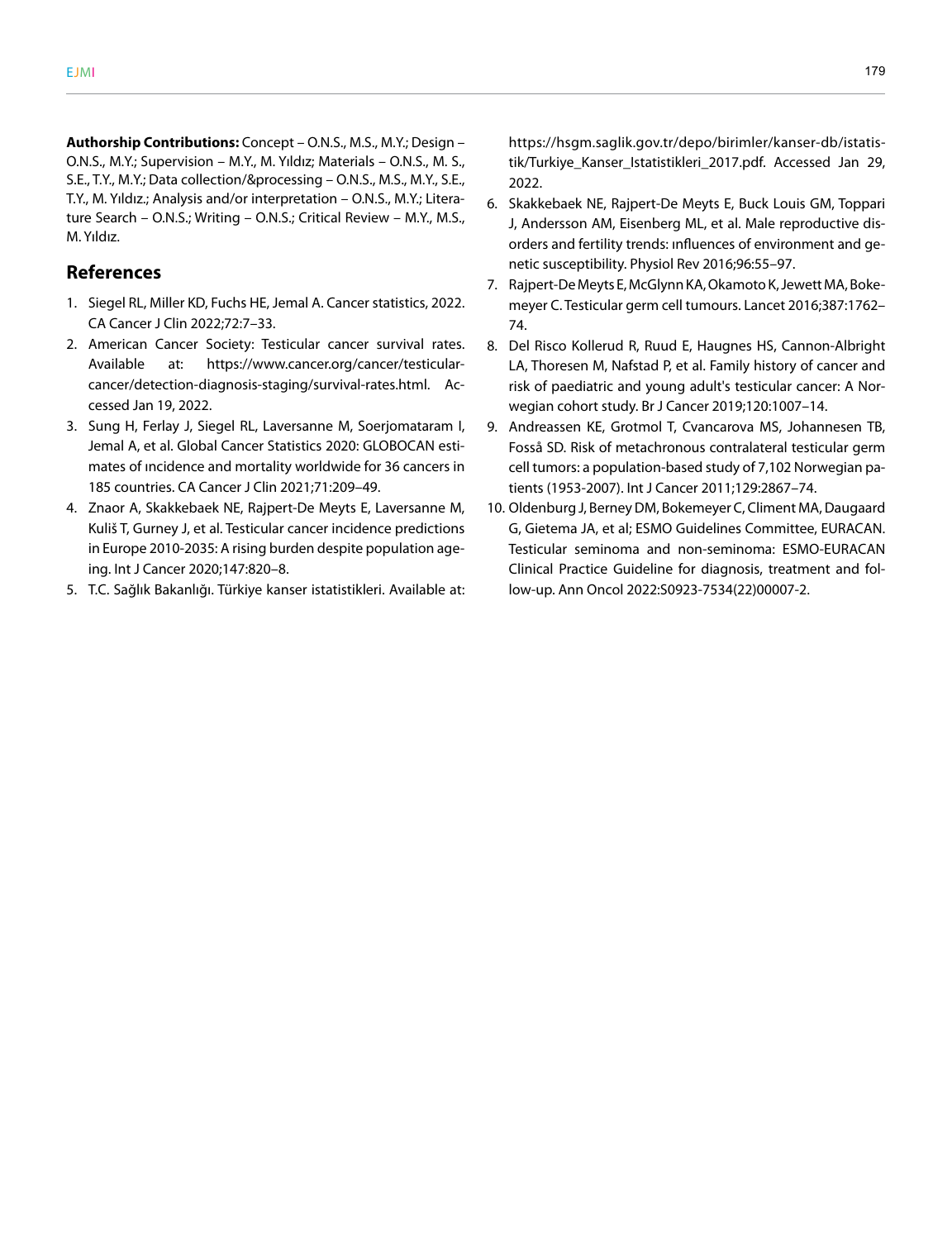**Authorship Contributions:** Concept – O.N.S., M.S., M.Y.; Design – O.N.S., M.Y.; Supervision – M.Y., M. Yıldız; Materials – O.N.S., M. S., S.E., T.Y., M.Y.; Data collection/&processing – O.N.S., M.S., M.Y., S.E., T.Y., M. Yıldız.; Analysis and/or interpretation – O.N.S., M.Y.; Literature Search – O.N.S.; Writing – O.N.S.; Critical Review – M.Y., M.S., M. Yıldız.

## References

1. Siegel RL, Miller KD, Fuchs HE, Jemal A. Cancer statistics, 2022. CA Cancer J Clin 2022;72:7–33.
2. American Cancer Society: Testicular cancer survival rates. Available at: https://www.cancer.org/cancer/testicular-cancer/detection-diagnosis-staging/survival-rates.html. Accessed Jan 19, 2022.
3. Sung H, Ferlay J, Siegel RL, Laversanne M, Soerjomataram I, Jemal A, et al. Global Cancer Statistics 2020: GLOBOCAN estimates of ıncidence and mortality worldwide for 36 cancers in 185 countries. CA Cancer J Clin 2021;71:209–49.
4. Znaor A, Skakkebaek NE, Rajpert-De Meyts E, Laversanne M, Kuliš T, Gurney J, et al. Testicular cancer incidence predictions in Europe 2010-2035: A rising burden despite population ageing. Int J Cancer 2020;147:820–8.
5. T.C. Sağlık Bakanlığı. Türkiye kanser istatistikleri. Available at: https://hsgm.saglik.gov.tr/depo/birimler/kanser-db/istatistik/Turkiye_Kanser_Istatistikleri_2017.pdf. Accessed Jan 29, 2022.
6. Skakkebaek NE, Rajpert-De Meyts E, Buck Louis GM, Toppari J, Andersson AM, Eisenberg ML, et al. Male reproductive disorders and fertility trends: ınfluences of environment and genetic susceptibility. Physiol Rev 2016;96:55–97.
7. Rajpert-De Meyts E, McGlynn KA, Okamoto K, Jewett MA, Bokemeyer C. Testicular germ cell tumours. Lancet 2016;387:1762–74.
8. Del Risco Kollerud R, Ruud E, Haugnes HS, Cannon-Albright LA, Thoresen M, Nafstad P, et al. Family history of cancer and risk of paediatric and young adult's testicular cancer: A Norwegian cohort study. Br J Cancer 2019;120:1007–14.
9. Andreassen KE, Grotmol T, Cvancarova MS, Johannesen TB, Fosså SD. Risk of metachronous contralateral testicular germ cell tumors: a population-based study of 7,102 Norwegian patients (1953-2007). Int J Cancer 2011;129:2867–74.
10. Oldenburg J, Berney DM, Bokemeyer C, Climent MA, Daugaard G, Gietema JA, et al; ESMO Guidelines Committee, EURACAN. Testicular seminoma and non-seminoma: ESMO-EURACAN Clinical Practice Guideline for diagnosis, treatment and follow-up. Ann Oncol 2022:S0923-7534(22)00007-2.